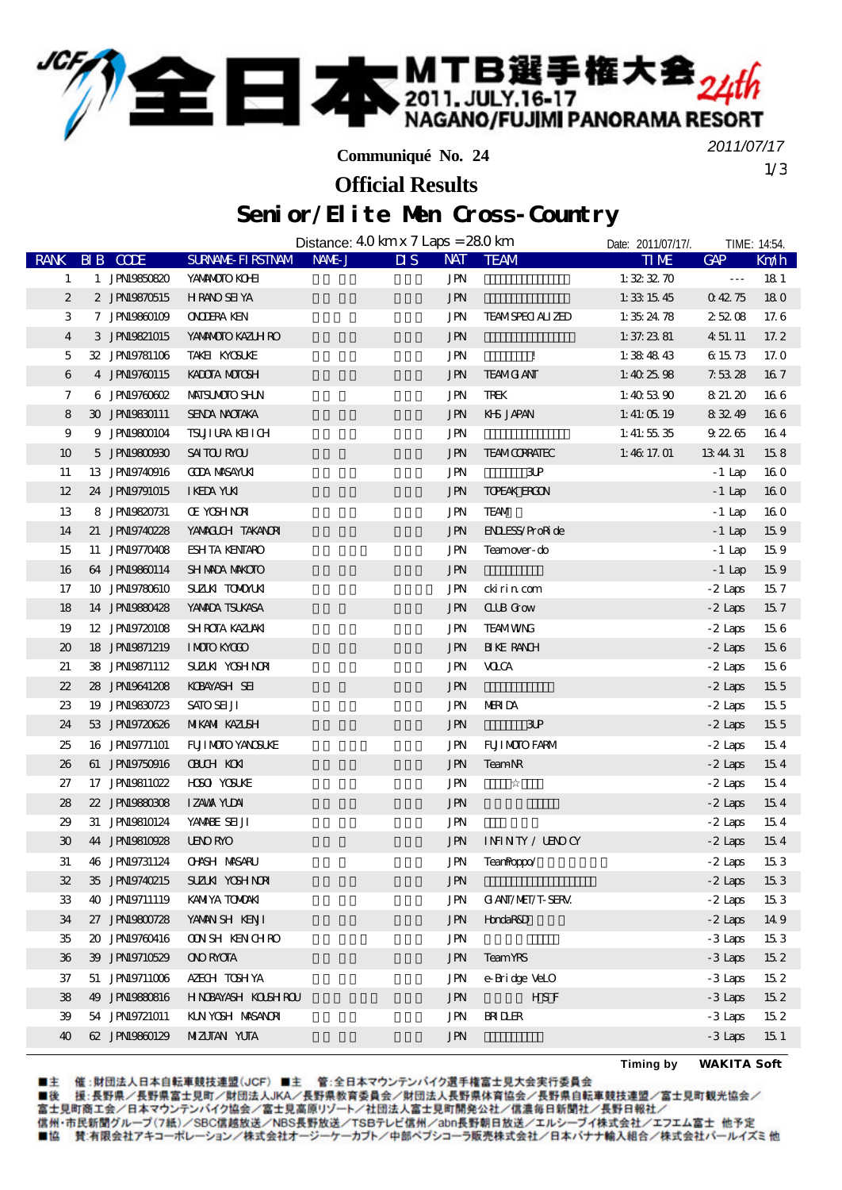# 全日本MTB選手権大会 24th

2011. JULY. 16-17
NAGANO/FUJIMI PANORAMA RESORT

**Communiqué No. 24**

2011/07/17

## Official Results

## Senior/Elite Men Cross-Country

Distance: 4.0 km x 7 Laps = 28.0 km — Date: 2011/07/17/. — TIME: 14:54.

| RANK | BIB | CODE | SURNAME-FIRSTNAME | NAME-J | DIS | NAT | TEAM | TIME | GAP | Km/h |
|---|---|---|---|---|---|---|---|---|---|---|
| 1 | 1 | JPN19850820 | YAMAMOTO KOHEI | | | JPN | | 1:32:32.70 | --- | 18.1 |
| 2 | 2 | JPN19870515 | HIRANO SEIYA | | | JPN | | 1:33:15.45 | 0:42.75 | 18.0 |
| 3 | 7 | JPN19860109 | ONODERA KEN | | | JPN | TEAM SPECIALIZED | 1:35:24.78 | 2:52.08 | 17.6 |
| 4 | 3 | JPN19821015 | YAMAMOTO KAZUHIRO | | | JPN | | 1:37:23.81 | 4:51.11 | 17.2 |
| 5 | 32 | JPN19781106 | TAKEI KYOSUKE | | | JPN | ! | 1:38:48.43 | 6:15.73 | 17.0 |
| 6 | 4 | JPN19760115 | KADOTA MOTOSHI | | | JPN | TEAM GIANT | 1:40:25.98 | 7:53.28 | 16.7 |
| 7 | 6 | JPN19760602 | MATSUMOTO SHUN | | | JPN | TREK | 1:40:53.90 | 8:21.20 | 16.6 |
| 8 | 30 | JPN19830111 | SENDA NAOTAKA | | | JPN | KHS JAPAN | 1:41:05.19 | 8:32.49 | 16.6 |
| 9 | 9 | JPN19800104 | TSUJIURA KEIICHI | | | JPN | | 1:41:55.35 | 9:22.65 | 16.4 |
| 10 | 5 | JPN19800930 | SAITOU RYOU | | | JPN | TEAM CORRATEC | 1:46:17.01 | 13:44.31 | 15.8 |
| 11 | 13 | JPN19740916 | GODA MASAYUKI | | | JPN | 3UP | | -1 Lap | 16.0 |
| 12 | 24 | JPN19791015 | IKEDA YUKI | | | JPN | TOPEAK ERGON | | -1 Lap | 16.0 |
| 13 | 8 | JPN19820731 | OE YOSHINORI | | | JPN | TEAM | | -1 Lap | 16.0 |
| 14 | 21 | JPN19740228 | YAMAGUCHI TAKANORI | | | JPN | ENDLESS/ProRide | | -1 Lap | 15.9 |
| 15 | 11 | JPN19770408 | ESHITA KENTARO | | | JPN | Teamover-do | | -1 Lap | 15.9 |
| 16 | 64 | JPN19860114 | SHIMADA MAKOTO | | | JPN | | | -1 Lap | 15.9 |
| 17 | 10 | JPN19780610 | SUZUKI TOMOYUKI | | | JPN | ckirin.com | | -2 Laps | 15.7 |
| 18 | 14 | JPN19880428 | YAMADA TSUKASA | | | JPN | CLUB Grow | | -2 Laps | 15.7 |
| 19 | 12 | JPN19720108 | SHIROTA KAZUAKI | | | JPN | TEAM WING | | -2 Laps | 15.6 |
| 20 | 18 | JPN19871219 | IMOTO KYOGO | | | JPN | BIKE RANCH | | -2 Laps | 15.6 |
| 21 | 38 | JPN19871112 | SUZUKI YOSHINORI | | | JPN | VOLCA | | -2 Laps | 15.6 |
| 22 | 28 | JPN19641208 | KOBAYASHI SEI | | | JPN | | | -2 Laps | 15.5 |
| 23 | 19 | JPN19830723 | SATO SEIJI | | | JPN | MERIDA | | -2 Laps | 15.5 |
| 24 | 53 | JPN19720626 | MIKAMI KAZUSHI | | | JPN | 3UP | | -2 Laps | 15.5 |
| 25 | 16 | JPN19771101 | FUJIMOTO YANOSUKE | | | JPN | FUJIMOTO FARM | | -2 Laps | 15.4 |
| 26 | 61 | JPN19750916 | OBUCHI KOKI | | | JPN | Team NR | | -2 Laps | 15.4 |
| 27 | 17 | JPN19811022 | HOSO YOSUKE | | | JPN | ☆ | | -2 Laps | 15.4 |
| 28 | 22 | JPN19880308 | IZAWA YUDAI | | | JPN | | | -2 Laps | 15.4 |
| 29 | 31 | JPN19810124 | YAMABE SEIJI | | | JPN | | | -2 Laps | 15.4 |
| 30 | 44 | JPN19810928 | UENO RYO | | | JPN | INFINITY / UENO CY | | -2 Laps | 15.4 |
| 31 | 46 | JPN19731124 | OHASHI MASARU | | | JPN | Team Poppo/ | | -2 Laps | 15.3 |
| 32 | 35 | JPN19740215 | SUZUKI YOSHINORI | | | JPN | | | -2 Laps | 15.3 |
| 33 | 40 | JPN19711119 | KAMIYA TOMOAKI | | | JPN | GIANT/MET/T-SERV. | | -2 Laps | 15.3 |
| 34 | 27 | JPN19800728 | YAMANISHI KENJI | | | JPN | HondaR&D | | -2 Laps | 14.9 |
| 35 | 20 | JPN19760416 | OONISHI KENICHIRO | | | JPN | | | -3 Laps | 15.3 |
| 36 | 39 | JPN19710529 | ONO RYOTA | | | JPN | Team YRS | | -3 Laps | 15.2 |
| 37 | 51 | JPN19711006 | AZECHI TOSHIYA | | | JPN | e-Bridge VeLO | | -3 Laps | 15.2 |
| 38 | 49 | JPN19880816 | HINOBAYASHI KOUSHIROU | | | JPN | HSF | | -3 Laps | 15.2 |
| 39 | 54 | JPN19721011 | KUNIYOSHI MASANORI | | | JPN | BRIDLER | | -3 Laps | 15.2 |
| 40 | 62 | JPN19860129 | MIZUTANI YUTA | | | JPN | | | -3 Laps | 15.1 |

Timing by **WAKITA Soft**

■主　催：財団法人日本自転車競技連盟（JCF）■主　管：全日本マウンテンバイク選手権富士見大会実行委員会
■後　援：長野県／長野県富士見町／財団法人JKA／長野県教育委員会／財団法人長野県体育協会／長野県自転車競技連盟／富士見町観光協会／富士見町商工会／日本マウンテンバイク協会／富士見高原リゾート／社団法人富士見町開発公社／信濃毎日新聞社／長野日報社／信州・市民新聞グループ（7紙）／SBC信越放送／NBS長野放送／TSBテレビ信州／abn長野朝日放送／エルシーブイ株式会社／エフエム富士 他予定
■協　賛：有限会社アキコーポレーション／株式会社オージーケーカブト／中部ペプシコーラ販売株式会社／日本バナナ輸入組合／株式会社パールイズミ 他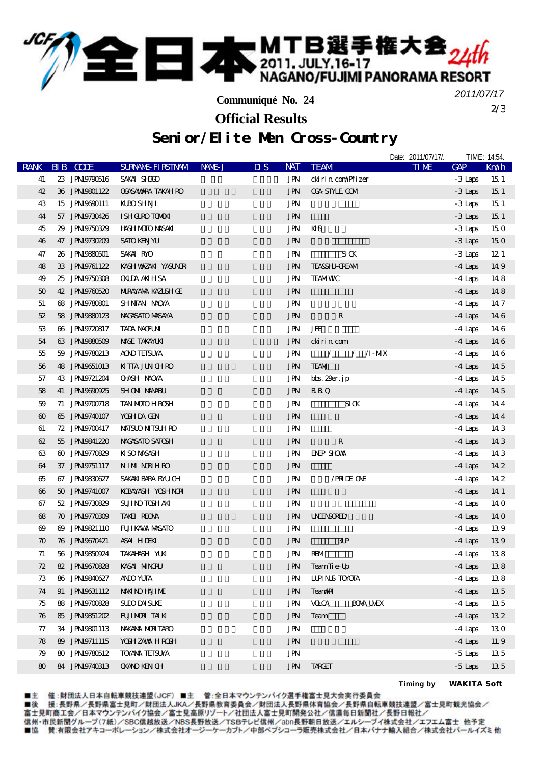# 全日本MTB選手権大会 24th

2011.JULY.16-17
NAGANO/FUJIMI PANORAMA RESORT

**Communiqué No. 24**

2011/07/17

## Official Results

## Senior/Elite Men Cross-Country

Date: 2011/07/17/. TIME: 14:54.

| RANK | BIB | CODE | SURNAME-FIRSTNAM | NAME-J | DIS | NAT | TEAM | TIME | GAP | Km/h |
|---|---|---|---|---|---|---|---|---|---|---|
| 41 | 23 | JPN19790516 | SAKAI SHOGO | | | JPN | ckirin.com/Pfizer | | -3 Laps | 15.1 |
| 42 | 36 | JPN19801122 | OGASAWARA TAKAHIRO | | | JPN | OGA-STYLE.COM | | -3 Laps | 15.1 |
| 43 | 15 | JPN19690111 | KUBO SHINJI | | | JPN | | | -3 Laps | 15.1 |
| 44 | 57 | JPN19730426 | ISHIGURO TOMOKI | | | JPN | | | -3 Laps | 15.1 |
| 45 | 29 | JPN19750329 | HASHIMOTO MASAKI | | | JPN | KHS | | -3 Laps | 15.0 |
| 46 | 47 | JPN19730209 | SATO KENJYU | | | JPN | | | -3 Laps | 15.0 |
| 47 | 26 | JPN19880501 | SAKAI RYO | | | JPN | SICK | | -3 Laps | 12.1 |
| 48 | 33 | JPN19761122 | KASHIWAZAKI YASUNORI | | | JPN | TEAS&HU-CREAM | | -4 Laps | 14.9 |
| 49 | 25 | JPN19750308 | OKUDA AKIHISA | | | JPN | TEAM WC | | -4 Laps | 14.8 |
| 50 | 42 | JPN19760520 | MURAYAMA KAZUSHIGE | | | JPN | | | -4 Laps | 14.8 |
| 51 | 68 | JPN19780801 | SHINTANI NAOYA | | | JPN | | | -4 Laps | 14.7 |
| 52 | 58 | JPN19880123 | NAGASATO MASAYA | | | JPN | R | | -4 Laps | 14.6 |
| 53 | 66 | JPN19720817 | TADA NAOFUMI | | | JPN | JFE | | -4 Laps | 14.6 |
| 54 | 63 | JPN19880509 | MASE TAKAYUKI | | | JPN | ckirin.com | | -4 Laps | 14.6 |
| 55 | 59 | JPN19780213 | AONO TETSUYA | | | JPN | / / /I-MIX | | -4 Laps | 14.6 |
| 56 | 48 | JPN19651013 | KITTA JUNICHIRO | | | JPN | TEAM | | -4 Laps | 14.5 |
| 57 | 43 | JPN19721204 | OHASHI NAOYA | | | JPN | bbs.29er.jp | | -4 Laps | 14.5 |
| 58 | 41 | JPN19690925 | SHIOMI MANABU | | | JPN | B.B.Q | | -4 Laps | 14.5 |
| 59 | 71 | JPN19700718 | TANIMOTO HIROSHI | | | JPN | SICK | | -4 Laps | 14.4 |
| 60 | 65 | JPN19740107 | YOSHIDA GEN | | | JPN | | | -4 Laps | 14.4 |
| 61 | 72 | JPN19700417 | MATSUO MITSUHIRO | | | JPN | | | -4 Laps | 14.3 |
| 62 | 55 | JPN19841220 | NAGASATO SATOSHI | | | JPN | R | | -4 Laps | 14.3 |
| 63 | 60 | JPN19770829 | KISO MASASHI | | | JPN | ENEP SHOWA | | -4 Laps | 14.3 |
| 64 | 37 | JPN19751117 | NIIMI NORIHIRO | | | JPN | | | -4 Laps | 14.2 |
| 65 | 67 | JPN19830627 | SAKAKIBARA RYUICHI | | | JPN | /PRIDE ONE | | -4 Laps | 14.2 |
| 66 | 50 | JPN19741007 | KOBAYASHI YOSHINORI | | | JPN | | | -4 Laps | 14.1 |
| 67 | 52 | JPN19730829 | SUJINO TOSHIAKI | | | JPN | | | -4 Laps | 14.0 |
| 68 | 70 | JPN19770309 | TAKEI REONA | | | JPN | UNCENSORED/ | | -4 Laps | 14.0 |
| 69 | 69 | JPN19821110 | FUJIKAWA MASATO | | | JPN | | | -4 Laps | 13.9 |
| 70 | 76 | JPN19670421 | ASAI HIDEKI | | | JPN | 3UP | | -4 Laps | 13.9 |
| 71 | 56 | JPN19850924 | TAKAHASHI YUKI | | | JPN | RBM | | -4 Laps | 13.8 |
| 72 | 82 | JPN19670828 | KASAI MINORU | | | JPN | Team Tie-Up | | -4 Laps | 13.8 |
| 73 | 86 | JPN19840627 | ANDO YUTA | | | JPN | LUPINUS TOYOTA | | -4 Laps | 13.8 |
| 74 | 91 | JPN19631112 | MAKINO HAJIME | | | JPN | TeamARI | | -4 Laps | 13.5 |
| 75 | 88 | JPN19700828 | SUDO DAISUKE | | | JPN | VOLCA BOMA UVEX | | -4 Laps | 13.5 |
| 76 | 85 | JPN19851202 | FUJIMORI TAIKI | | | JPN | Team | | -4 Laps | 13.2 |
| 77 | 34 | JPN19801113 | NAKAMA MORITARO | | | JPN | | | -4 Laps | 13.0 |
| 78 | 89 | JPN19711115 | YOSHIZAWA HIROSHI | | | JPN | | | -4 Laps | 11.9 |
| 79 | 80 | JPN19780512 | TOYAMA TETSUYA | | | JPN | | | -5 Laps | 13.5 |
| 80 | 84 | JPN19740313 | OKANO KENICHI | | | JPN | TARGET | | -5 Laps | 13.5 |

Timing by **WAKITA Soft**

■主　催：財団法人日本自転車競技連盟（JCF）■主　管：全日本マウンテンバイク選手権富士見大会実行委員会
■後　援：長野県／長野県富士見町／財団法人JKA／長野県教育委員会／財団法人長野県体育協会／長野県自転車競技連盟／富士見町観光協会／富士見町商工会／日本マウンテンバイク協会／富士見高原リゾート／社団法人富士見町開発公社／信濃毎日新聞社／長野日報社／信州・市民新聞グループ（7紙）／SBC信越放送／NBS長野放送／TSBテレビ信州／abn長野朝日放送／エルシーブイ株式会社／エフエム富士 他予定
■協　賛：有限会社アキコーポレーション／株式会社オージーケーカブト／中部ペプシコーラ販売株式会社／日本バナナ輸入組合／株式会社パールイズミ 他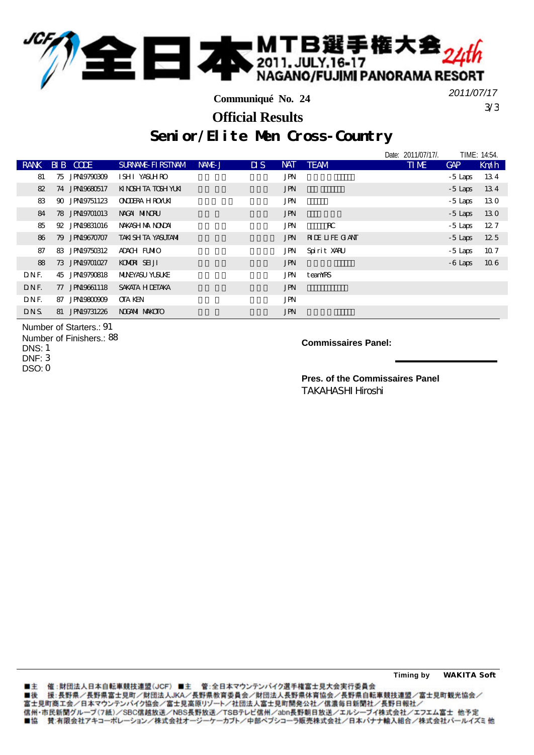# 全日本MTB選手権大会 24th

2011.JULY.16-17
NAGANO/FUJIMI PANORAMA RESORT

**Communiqué No. 24**

2011/07/17

## Official Results

## Senior/Elite Men Cross-Country

Date: 2011/07/17/. TIME: 14:54.

| RANK | BIB | CODE | SURNAME-FIRSTNAM | NAME-J | DIS | NAT | TEAM | TIME | GAP | Km/h |
|---|---|---|---|---|---|---|---|---|---|---|
| 81 | 75 | JPN19790309 | ISHII YASUHIRO | | | JPN | | | -5 Laps | 13.4 |
| 82 | 74 | JPN19680517 | KINOSHITA TOSHIYUKI | | | JPN | | | -5 Laps | 13.4 |
| 83 | 90 | JPN19751123 | ONODERA HIROYUKI | | | JPN | | | -5 Laps | 13.0 |
| 84 | 78 | JPN19701013 | NAGAI MINORU | | | JPN | | | -5 Laps | 13.0 |
| 85 | 92 | JPN19831016 | NAKASHIMA NONDAI | | | JPN | RC | | -5 Laps | 12.7 |
| 86 | 79 | JPN19670707 | TAKISHITA YASUTAMI | | | JPN | RIDE LIFE GIANT | | -5 Laps | 12.5 |
| 87 | 83 | JPN19750312 | ADACHI FUMIO | | | JPN | Spirit XARU | | -5 Laps | 10.7 |
| 88 | 73 | JPN19701027 | KOMORI SEIJI | | | JPN | | | -6 Laps | 10.6 |
| D.N.F. | 45 | JPN19790818 | MUNEYASU YUSUKE | | | JPN | teamYRS | | | |
| D.N.F. | 77 | JPN19661118 | SAKATA HIDETAKA | | | JPN | | | | |
| D.N.F. | 87 | JPN19800909 | OTA KEN | | | JPN | | | | |
| D.N.S. | 81 | JPN19731226 | NOGAMI MAKOTO | | | JPN | | | | |

Number of Starters.: 91
Number of Finishers.: 88
DNS: 1
DNF: 3
DSO: 0

**Commissaires Panel:**

**Pres. of the Commissaires Panel**
TAKAHASHI Hiroshi

**Timing by WAKITA Soft**

■主　催：財団法人日本自転車競技連盟（JCF） ■主　管：全日本マウンテンバイク選手権富士見大会実行委員会
■後　援：長野県／長野県富士見町／財団法人JKA／長野県教育委員会／財団法人長野県体育協会／長野県自転車競技連盟／富士見町観光協会／富士見町商工会／日本マウンテンバイク協会／富士見高原リゾート／社団法人富士見町開発公社／信濃毎日新聞社／長野日報社／信州・市民新聞グループ（7紙）／SBC信越放送／NBS長野放送／TSBテレビ信州／abn長野朝日放送／エルシーブイ株式会社／エフエム富士 他予定
■協　賛：有限会社アキコーポレーション／株式会社オージーケーカブト／中部ペプシコーラ販売株式会社／日本バナナ輸入組合／株式会社パールイズミ 他